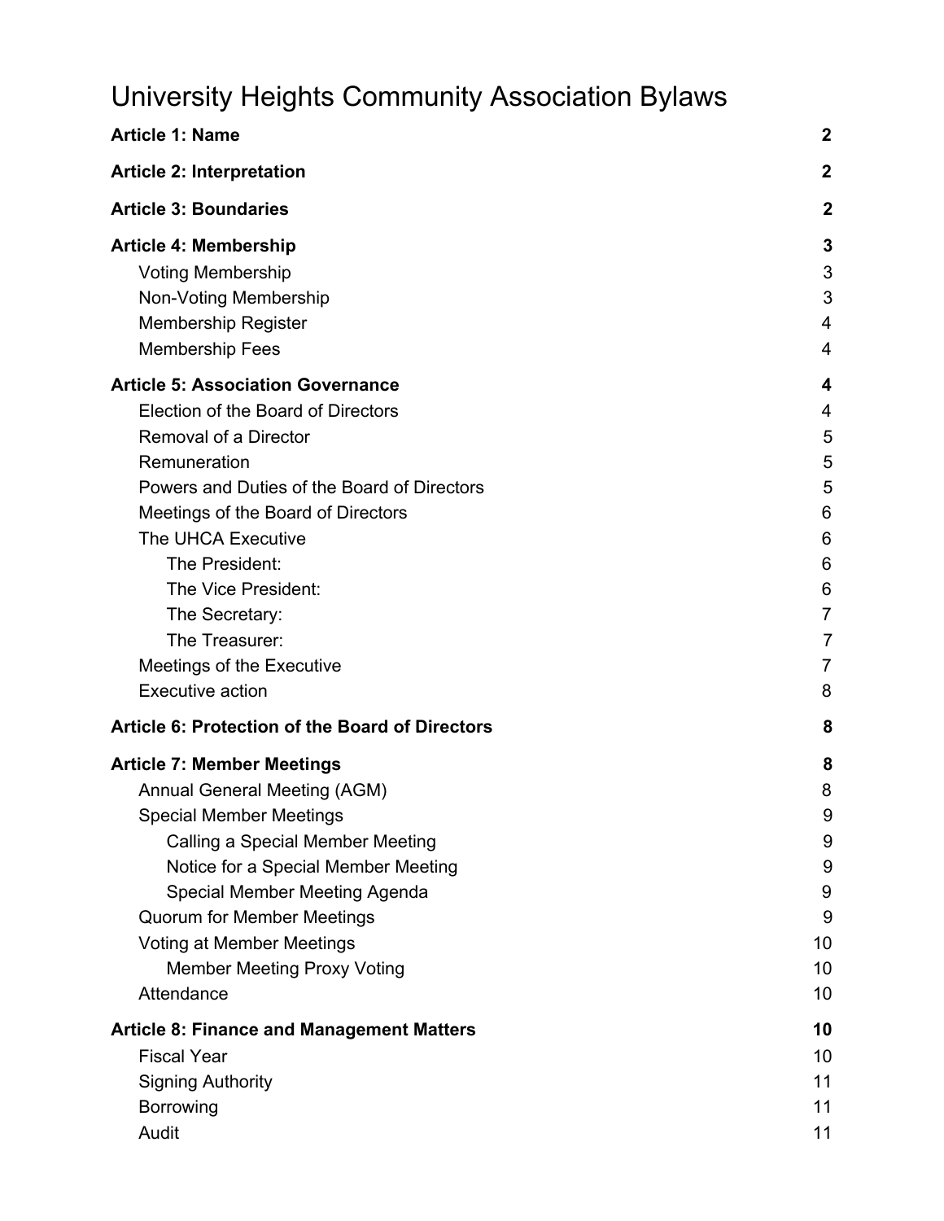# University Heights Community Association Bylaws

| | |
|---|---|
| **Article 1: Name** | **2** |
| **Article 2: Interpretation** | **2** |
| **Article 3: Boundaries** | **2** |
| **Article 4: Membership** | **3** |
| Voting Membership | 3 |
| Non-Voting Membership | 3 |
| Membership Register | 4 |
| Membership Fees | 4 |
| **Article 5: Association Governance** | **4** |
| Election of the Board of Directors | 4 |
| Removal of a Director | 5 |
| Remuneration | 5 |
| Powers and Duties of the Board of Directors | 5 |
| Meetings of the Board of Directors | 6 |
| The UHCA Executive | 6 |
| The President: | 6 |
| The Vice President: | 6 |
| The Secretary: | 7 |
| The Treasurer: | 7 |
| Meetings of the Executive | 7 |
| Executive action | 8 |
| **Article 6: Protection of the Board of Directors** | **8** |
| **Article 7: Member Meetings** | **8** |
| Annual General Meeting (AGM) | 8 |
| Special Member Meetings | 9 |
| Calling a Special Member Meeting | 9 |
| Notice for a Special Member Meeting | 9 |
| Special Member Meeting Agenda | 9 |
| Quorum for Member Meetings | 9 |
| Voting at Member Meetings | 10 |
| Member Meeting Proxy Voting | 10 |
| Attendance | 10 |
| **Article 8: Finance and Management Matters** | **10** |
| Fiscal Year | 10 |
| Signing Authority | 11 |
| Borrowing | 11 |
| Audit | 11 |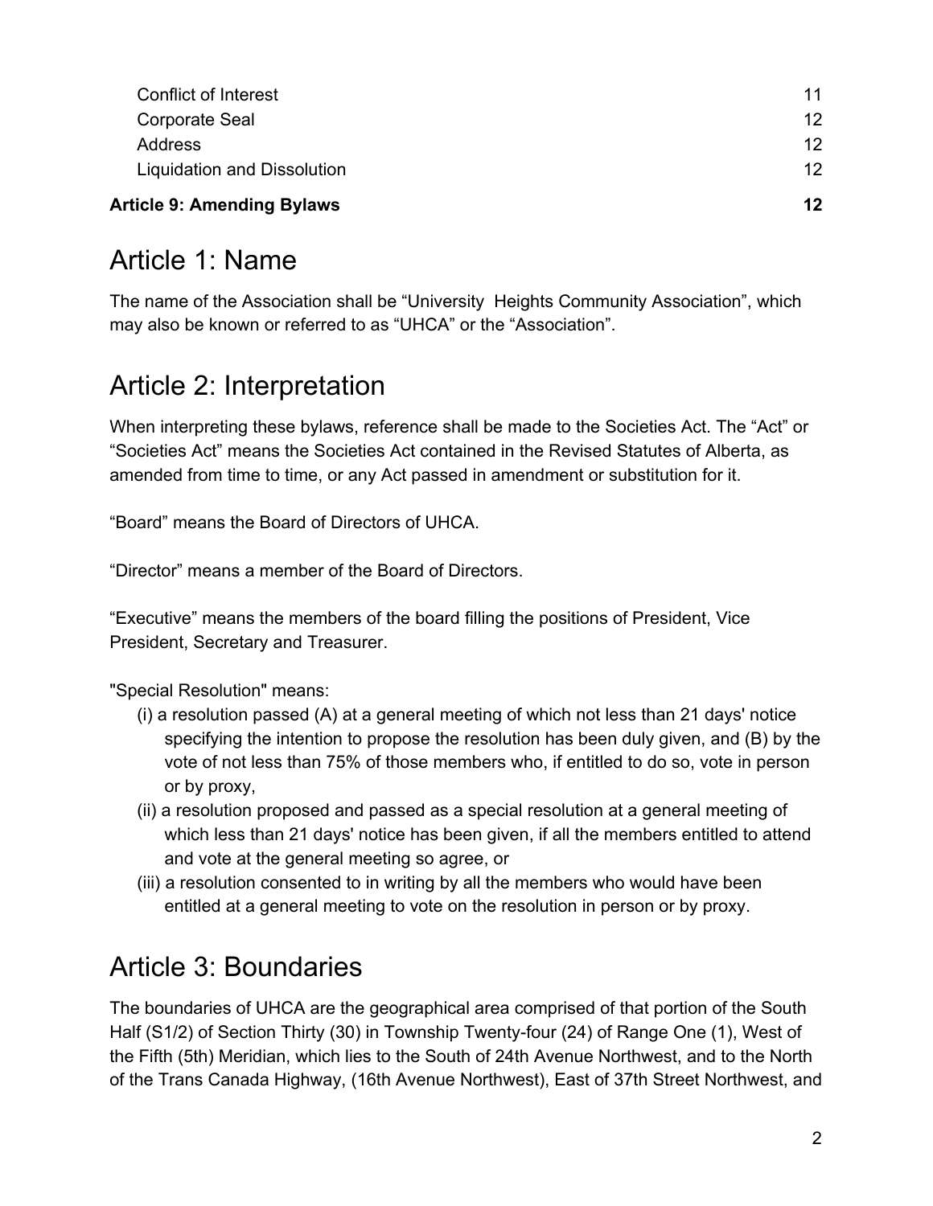| | |
|---|---|
| Conflict of Interest | 11 |
| Corporate Seal | 12 |
| Address | 12 |
| Liquidation and Dissolution | 12 |
| **Article 9: Amending Bylaws** | **12** |

# Article 1: Name

The name of the Association shall be “University  Heights Community Association”, which may also be known or referred to as “UHCA” or the “Association”.

# Article 2: Interpretation

When interpreting these bylaws, reference shall be made to the Societies Act. The “Act” or “Societies Act” means the Societies Act contained in the Revised Statutes of Alberta, as amended from time to time, or any Act passed in amendment or substitution for it.

“Board” means the Board of Directors of UHCA.

“Director” means a member of the Board of Directors.

“Executive” means the members of the board filling the positions of President, Vice President, Secretary and Treasurer.

"Special Resolution" means:

(i) a resolution passed (A) at a general meeting of which not less than 21 days' notice specifying the intention to propose the resolution has been duly given, and (B) by the vote of not less than 75% of those members who, if entitled to do so, vote in person or by proxy,

(ii) a resolution proposed and passed as a special resolution at a general meeting of which less than 21 days' notice has been given, if all the members entitled to attend and vote at the general meeting so agree, or

(iii) a resolution consented to in writing by all the members who would have been entitled at a general meeting to vote on the resolution in person or by proxy.

# Article 3: Boundaries

The boundaries of UHCA are the geographical area comprised of that portion of the South Half (S1/2) of Section Thirty (30) in Township Twenty-four (24) of Range One (1), West of the Fifth (5th) Meridian, which lies to the South of 24th Avenue Northwest, and to the North of the Trans Canada Highway, (16th Avenue Northwest), East of 37th Street Northwest, and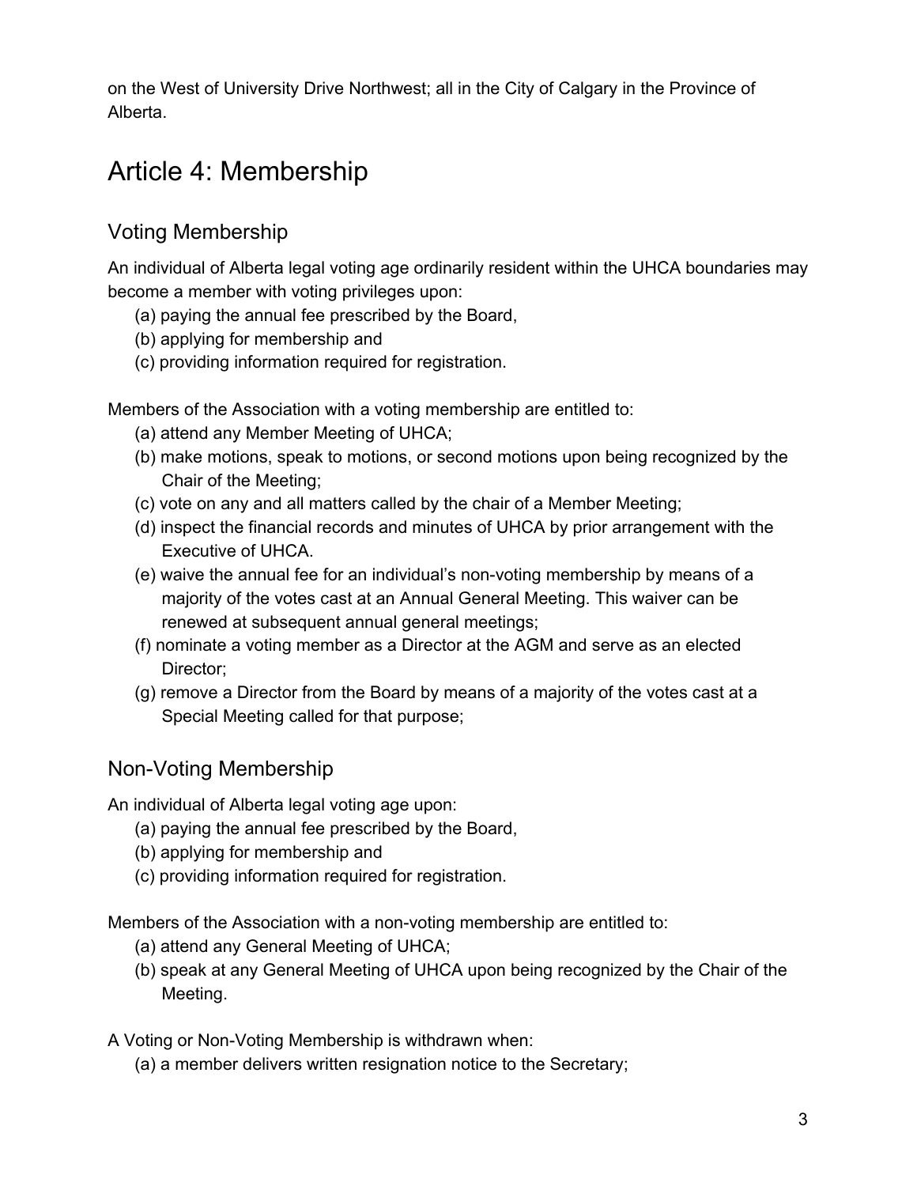on the West of University Drive Northwest; all in the City of Calgary in the Province of Alberta.

# Article 4: Membership

## Voting Membership

An individual of Alberta legal voting age ordinarily resident within the UHCA boundaries may become a member with voting privileges upon:

(a) paying the annual fee prescribed by the Board,
(b) applying for membership and
(c) providing information required for registration.

Members of the Association with a voting membership are entitled to:

(a) attend any Member Meeting of UHCA;
(b) make motions, speak to motions, or second motions upon being recognized by the Chair of the Meeting;
(c) vote on any and all matters called by the chair of a Member Meeting;
(d) inspect the financial records and minutes of UHCA by prior arrangement with the Executive of UHCA.
(e) waive the annual fee for an individual's non-voting membership by means of a majority of the votes cast at an Annual General Meeting. This waiver can be renewed at subsequent annual general meetings;
(f) nominate a voting member as a Director at the AGM and serve as an elected Director;
(g) remove a Director from the Board by means of a majority of the votes cast at a Special Meeting called for that purpose;

## Non-Voting Membership

An individual of Alberta legal voting age upon:

(a) paying the annual fee prescribed by the Board,
(b) applying for membership and
(c) providing information required for registration.

Members of the Association with a non-voting membership are entitled to:

(a) attend any General Meeting of UHCA;
(b) speak at any General Meeting of UHCA upon being recognized by the Chair of the Meeting.

A Voting or Non-Voting Membership is withdrawn when:

(a) a member delivers written resignation notice to the Secretary;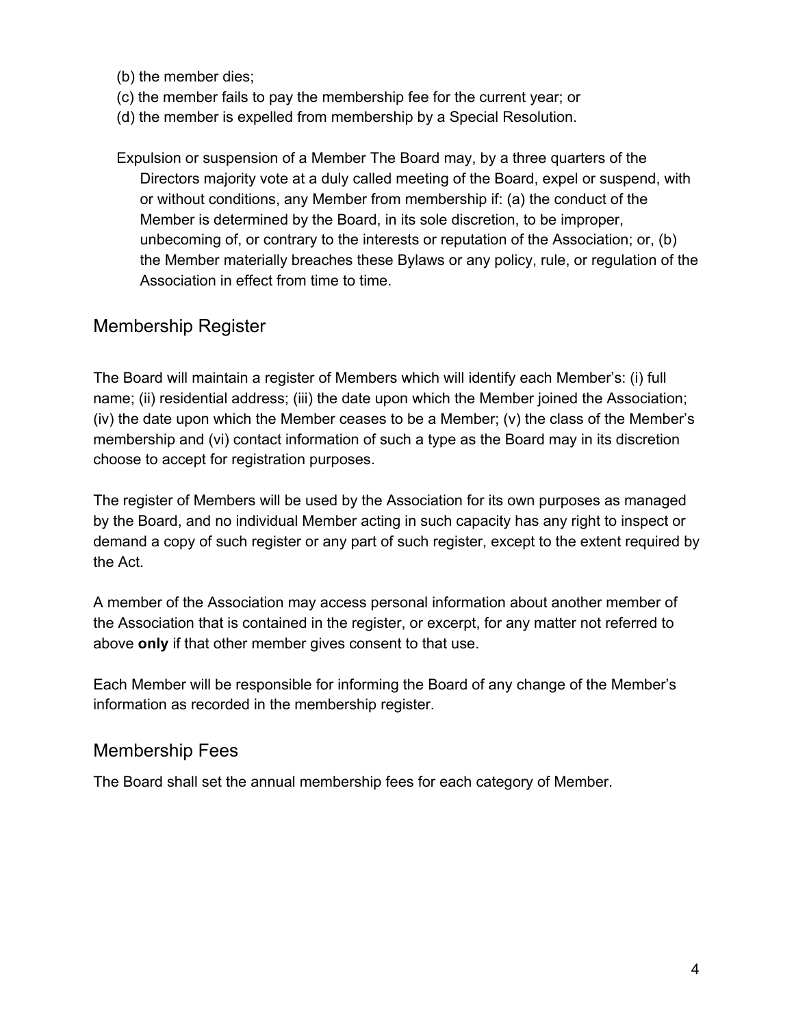(b) the member dies;
(c) the member fails to pay the membership fee for the current year; or
(d) the member is expelled from membership by a Special Resolution.

Expulsion or suspension of a Member The Board may, by a three quarters of the Directors majority vote at a duly called meeting of the Board, expel or suspend, with or without conditions, any Member from membership if: (a) the conduct of the Member is determined by the Board, in its sole discretion, to be improper, unbecoming of, or contrary to the interests or reputation of the Association; or, (b) the Member materially breaches these Bylaws or any policy, rule, or regulation of the Association in effect from time to time.

## Membership Register

The Board will maintain a register of Members which will identify each Member's: (i) full name; (ii) residential address; (iii) the date upon which the Member joined the Association; (iv) the date upon which the Member ceases to be a Member; (v) the class of the Member's membership and (vi) contact information of such a type as the Board may in its discretion choose to accept for registration purposes.

The register of Members will be used by the Association for its own purposes as managed by the Board, and no individual Member acting in such capacity has any right to inspect or demand a copy of such register or any part of such register, except to the extent required by the Act.

A member of the Association may access personal information about another member of the Association that is contained in the register, or excerpt, for any matter not referred to above **only** if that other member gives consent to that use.

Each Member will be responsible for informing the Board of any change of the Member's information as recorded in the membership register.

## Membership Fees

The Board shall set the annual membership fees for each category of Member.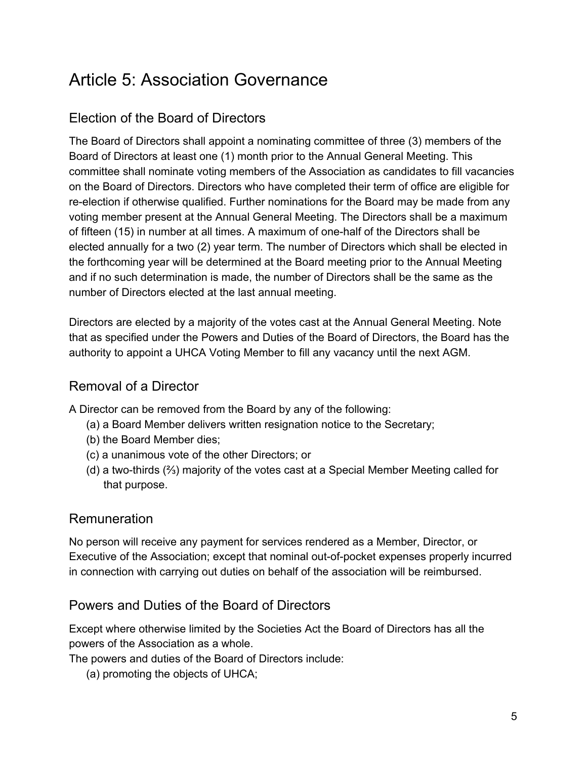# Article 5: Association Governance

## Election of the Board of Directors

The Board of Directors shall appoint a nominating committee of three (3) members of the Board of Directors at least one (1) month prior to the Annual General Meeting. This committee shall nominate voting members of the Association as candidates to fill vacancies on the Board of Directors. Directors who have completed their term of office are eligible for re-election if otherwise qualified. Further nominations for the Board may be made from any voting member present at the Annual General Meeting. The Directors shall be a maximum of fifteen (15) in number at all times. A maximum of one-half of the Directors shall be elected annually for a two (2) year term. The number of Directors which shall be elected in the forthcoming year will be determined at the Board meeting prior to the Annual Meeting and if no such determination is made, the number of Directors shall be the same as the number of Directors elected at the last annual meeting.

Directors are elected by a majority of the votes cast at the Annual General Meeting. Note that as specified under the Powers and Duties of the Board of Directors, the Board has the authority to appoint a UHCA Voting Member to fill any vacancy until the next AGM.

## Removal of a Director

A Director can be removed from the Board by any of the following:

(a) a Board Member delivers written resignation notice to the Secretary;
(b) the Board Member dies;
(c) a unanimous vote of the other Directors; or
(d) a two-thirds (⅔) majority of the votes cast at a Special Member Meeting called for that purpose.

## Remuneration

No person will receive any payment for services rendered as a Member, Director, or Executive of the Association; except that nominal out-of-pocket expenses properly incurred in connection with carrying out duties on behalf of the association will be reimbursed.

## Powers and Duties of the Board of Directors

Except where otherwise limited by the Societies Act the Board of Directors has all the powers of the Association as a whole.

The powers and duties of the Board of Directors include:

(a) promoting the objects of UHCA;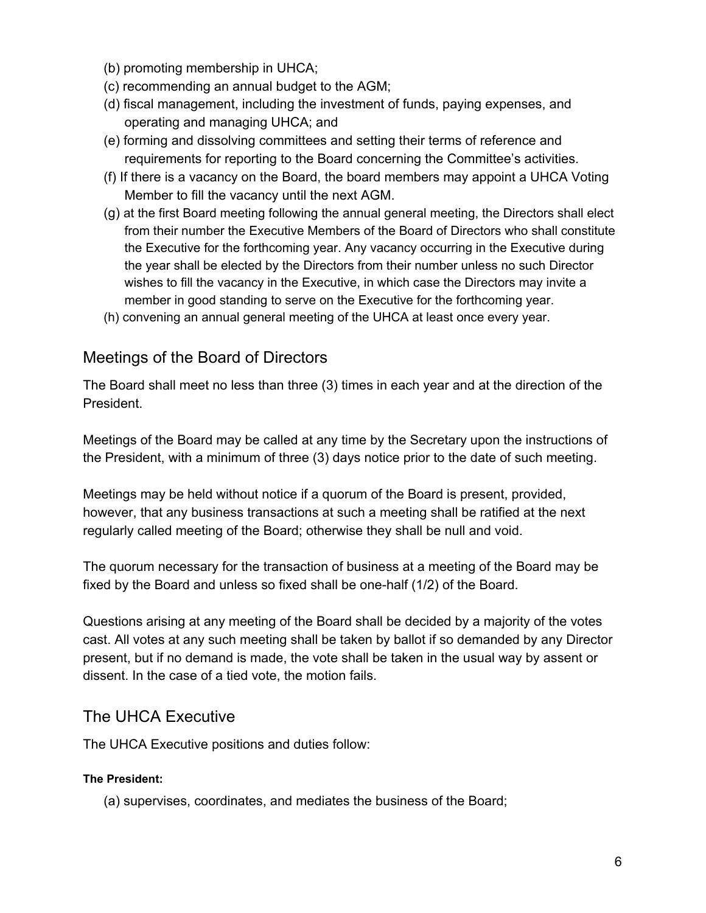(b) promoting membership in UHCA;

(c) recommending an annual budget to the AGM;

(d) fiscal management, including the investment of funds, paying expenses, and operating and managing UHCA; and

(e) forming and dissolving committees and setting their terms of reference and requirements for reporting to the Board concerning the Committee's activities.

(f) If there is a vacancy on the Board, the board members may appoint a UHCA Voting Member to fill the vacancy until the next AGM.

(g) at the first Board meeting following the annual general meeting, the Directors shall elect from their number the Executive Members of the Board of Directors who shall constitute the Executive for the forthcoming year. Any vacancy occurring in the Executive during the year shall be elected by the Directors from their number unless no such Director wishes to fill the vacancy in the Executive, in which case the Directors may invite a member in good standing to serve on the Executive for the forthcoming year.

(h) convening an annual general meeting of the UHCA at least once every year.

## Meetings of the Board of Directors

The Board shall meet no less than three (3) times in each year and at the direction of the President.

Meetings of the Board may be called at any time by the Secretary upon the instructions of the President, with a minimum of three (3) days notice prior to the date of such meeting.

Meetings may be held without notice if a quorum of the Board is present, provided, however, that any business transactions at such a meeting shall be ratified at the next regularly called meeting of the Board; otherwise they shall be null and void.

The quorum necessary for the transaction of business at a meeting of the Board may be fixed by the Board and unless so fixed shall be one-half (1/2) of the Board.

Questions arising at any meeting of the Board shall be decided by a majority of the votes cast. All votes at any such meeting shall be taken by ballot if so demanded by any Director present, but if no demand is made, the vote shall be taken in the usual way by assent or dissent. In the case of a tied vote, the motion fails.

## The UHCA Executive

The UHCA Executive positions and duties follow:

**The President:**

(a) supervises, coordinates, and mediates the business of the Board;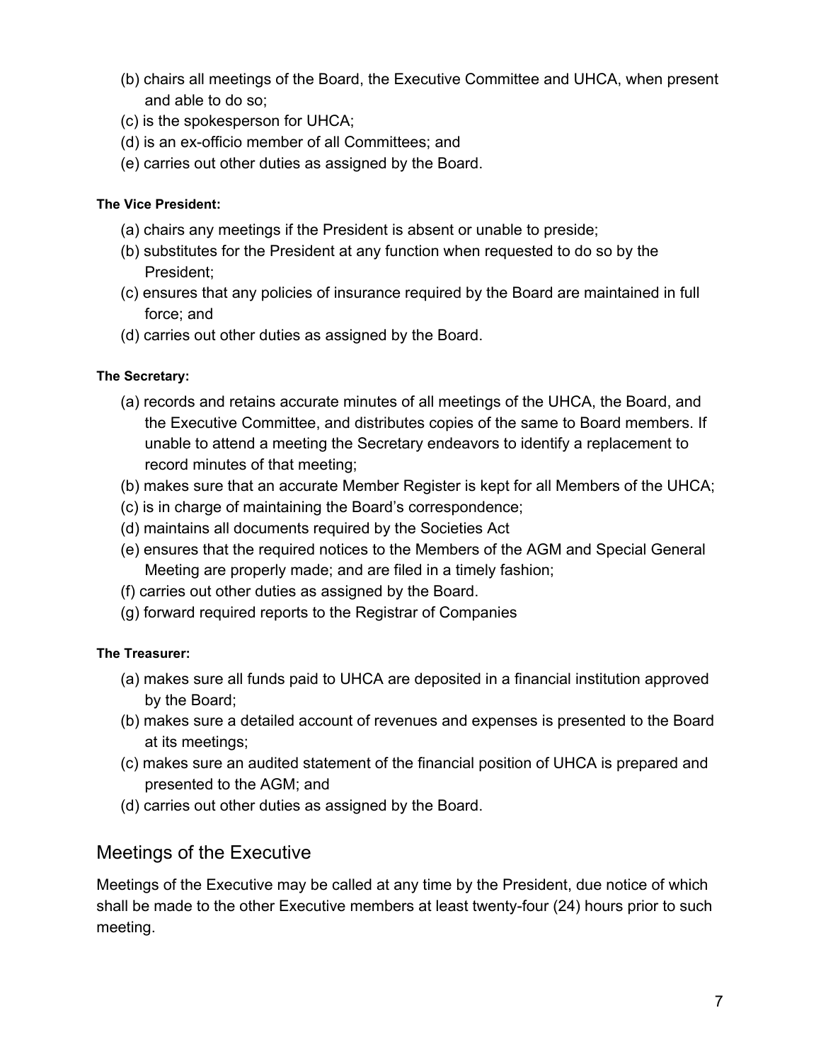(b) chairs all meetings of the Board, the Executive Committee and UHCA, when present and able to do so;
(c) is the spokesperson for UHCA;
(d) is an ex-officio member of all Committees; and
(e) carries out other duties as assigned by the Board.

**The Vice President:**

(a) chairs any meetings if the President is absent or unable to preside;
(b) substitutes for the President at any function when requested to do so by the President;
(c) ensures that any policies of insurance required by the Board are maintained in full force; and
(d) carries out other duties as assigned by the Board.

**The Secretary:**

(a) records and retains accurate minutes of all meetings of the UHCA, the Board, and the Executive Committee, and distributes copies of the same to Board members. If unable to attend a meeting the Secretary endeavors to identify a replacement to record minutes of that meeting;
(b) makes sure that an accurate Member Register is kept for all Members of the UHCA;
(c) is in charge of maintaining the Board's correspondence;
(d) maintains all documents required by the Societies Act
(e) ensures that the required notices to the Members of the AGM and Special General Meeting are properly made; and are filed in a timely fashion;
(f) carries out other duties as assigned by the Board.
(g) forward required reports to the Registrar of Companies

**The Treasurer:**

(a) makes sure all funds paid to UHCA are deposited in a financial institution approved by the Board;
(b) makes sure a detailed account of revenues and expenses is presented to the Board at its meetings;
(c) makes sure an audited statement of the financial position of UHCA is prepared and presented to the AGM; and
(d) carries out other duties as assigned by the Board.

## Meetings of the Executive

Meetings of the Executive may be called at any time by the President, due notice of which shall be made to the other Executive members at least twenty-four (24) hours prior to such meeting.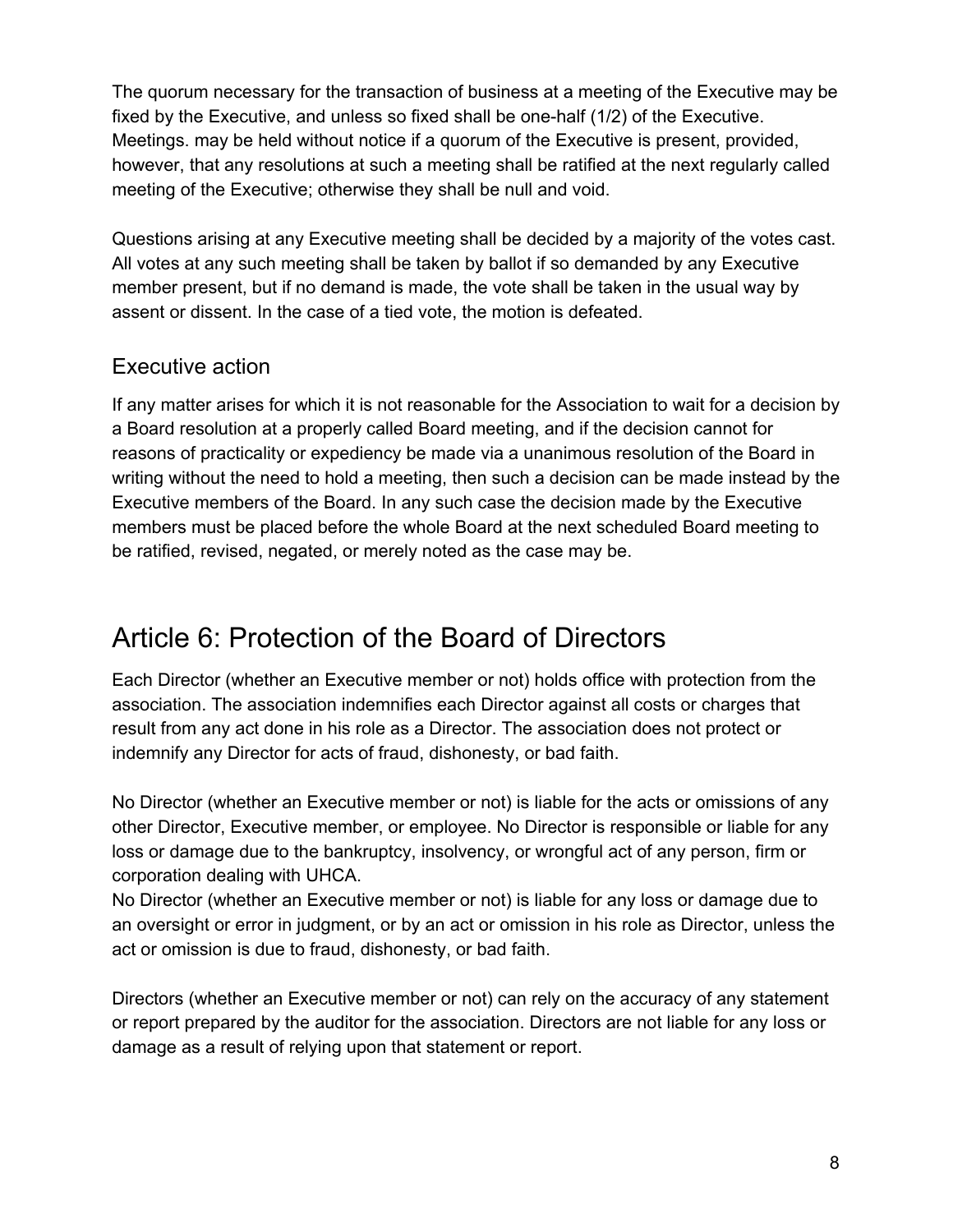The quorum necessary for the transaction of business at a meeting of the Executive may be fixed by the Executive, and unless so fixed shall be one-half (1/2) of the Executive. Meetings. may be held without notice if a quorum of the Executive is present, provided, however, that any resolutions at such a meeting shall be ratified at the next regularly called meeting of the Executive; otherwise they shall be null and void.

Questions arising at any Executive meeting shall be decided by a majority of the votes cast. All votes at any such meeting shall be taken by ballot if so demanded by any Executive member present, but if no demand is made, the vote shall be taken in the usual way by assent or dissent. In the case of a tied vote, the motion is defeated.

### Executive action

If any matter arises for which it is not reasonable for the Association to wait for a decision by a Board resolution at a properly called Board meeting, and if the decision cannot for reasons of practicality or expediency be made via a unanimous resolution of the Board in writing without the need to hold a meeting, then such a decision can be made instead by the Executive members of the Board. In any such case the decision made by the Executive members must be placed before the whole Board at the next scheduled Board meeting to be ratified, revised, negated, or merely noted as the case may be.

## Article 6: Protection of the Board of Directors

Each Director (whether an Executive member or not) holds office with protection from the association. The association indemnifies each Director against all costs or charges that result from any act done in his role as a Director. The association does not protect or indemnify any Director for acts of fraud, dishonesty, or bad faith.

No Director (whether an Executive member or not) is liable for the acts or omissions of any other Director, Executive member, or employee. No Director is responsible or liable for any loss or damage due to the bankruptcy, insolvency, or wrongful act of any person, firm or corporation dealing with UHCA.
No Director (whether an Executive member or not) is liable for any loss or damage due to an oversight or error in judgment, or by an act or omission in his role as Director, unless the act or omission is due to fraud, dishonesty, or bad faith.

Directors (whether an Executive member or not) can rely on the accuracy of any statement or report prepared by the auditor for the association. Directors are not liable for any loss or damage as a result of relying upon that statement or report.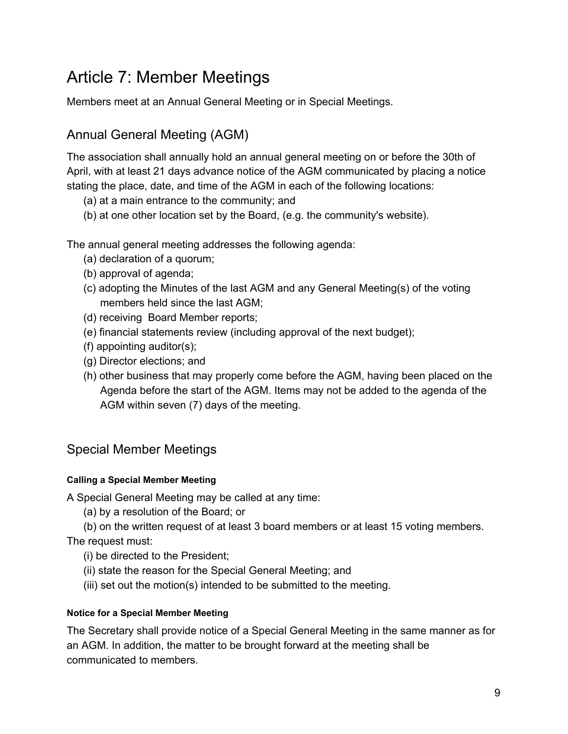# Article 7: Member Meetings

Members meet at an Annual General Meeting or in Special Meetings.

## Annual General Meeting (AGM)

The association shall annually hold an annual general meeting on or before the 30th of April, with at least 21 days advance notice of the AGM communicated by placing a notice stating the place, date, and time of the AGM in each of the following locations:

- (a) at a main entrance to the community; and
- (b) at one other location set by the Board, (e.g. the community's website).

The annual general meeting addresses the following agenda:

- (a) declaration of a quorum;
- (b) approval of agenda;
- (c) adopting the Minutes of the last AGM and any General Meeting(s) of the voting members held since the last AGM;
- (d) receiving Board Member reports;
- (e) financial statements review (including approval of the next budget);
- (f) appointing auditor(s);
- (g) Director elections; and
- (h) other business that may properly come before the AGM, having been placed on the Agenda before the start of the AGM. Items may not be added to the agenda of the AGM within seven (7) days of the meeting.

## Special Member Meetings

#### Calling a Special Member Meeting

A Special General Meeting may be called at any time:

- (a) by a resolution of the Board; or
- (b) on the written request of at least 3 board members or at least 15 voting members.

The request must:

- (i) be directed to the President;
- (ii) state the reason for the Special General Meeting; and
- (iii) set out the motion(s) intended to be submitted to the meeting.

#### Notice for a Special Member Meeting

The Secretary shall provide notice of a Special General Meeting in the same manner as for an AGM. In addition, the matter to be brought forward at the meeting shall be communicated to members.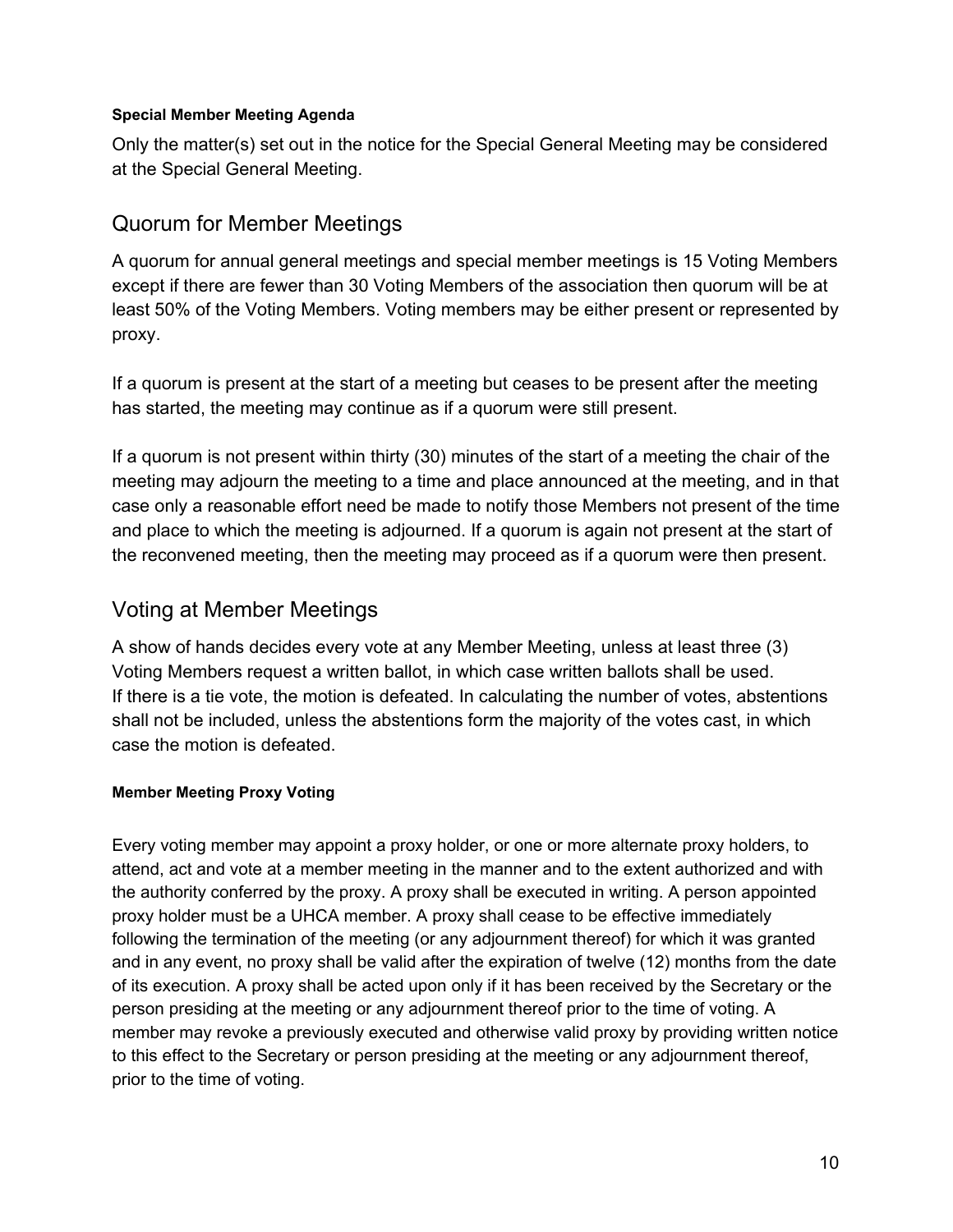#### Special Member Meeting Agenda

Only the matter(s) set out in the notice for the Special General Meeting may be considered at the Special General Meeting.

## Quorum for Member Meetings

A quorum for annual general meetings and special member meetings is 15 Voting Members except if there are fewer than 30 Voting Members of the association then quorum will be at least 50% of the Voting Members. Voting members may be either present or represented by proxy.

If a quorum is present at the start of a meeting but ceases to be present after the meeting has started, the meeting may continue as if a quorum were still present.

If a quorum is not present within thirty (30) minutes of the start of a meeting the chair of the meeting may adjourn the meeting to a time and place announced at the meeting, and in that case only a reasonable effort need be made to notify those Members not present of the time and place to which the meeting is adjourned. If a quorum is again not present at the start of the reconvened meeting, then the meeting may proceed as if a quorum were then present.

## Voting at Member Meetings

A show of hands decides every vote at any Member Meeting, unless at least three (3) Voting Members request a written ballot, in which case written ballots shall be used. If there is a tie vote, the motion is defeated. In calculating the number of votes, abstentions shall not be included, unless the abstentions form the majority of the votes cast, in which case the motion is defeated.

#### Member Meeting Proxy Voting

Every voting member may appoint a proxy holder, or one or more alternate proxy holders, to attend, act and vote at a member meeting in the manner and to the extent authorized and with the authority conferred by the proxy. A proxy shall be executed in writing. A person appointed proxy holder must be a UHCA member. A proxy shall cease to be effective immediately following the termination of the meeting (or any adjournment thereof) for which it was granted and in any event, no proxy shall be valid after the expiration of twelve (12) months from the date of its execution. A proxy shall be acted upon only if it has been received by the Secretary or the person presiding at the meeting or any adjournment thereof prior to the time of voting. A member may revoke a previously executed and otherwise valid proxy by providing written notice to this effect to the Secretary or person presiding at the meeting or any adjournment thereof, prior to the time of voting.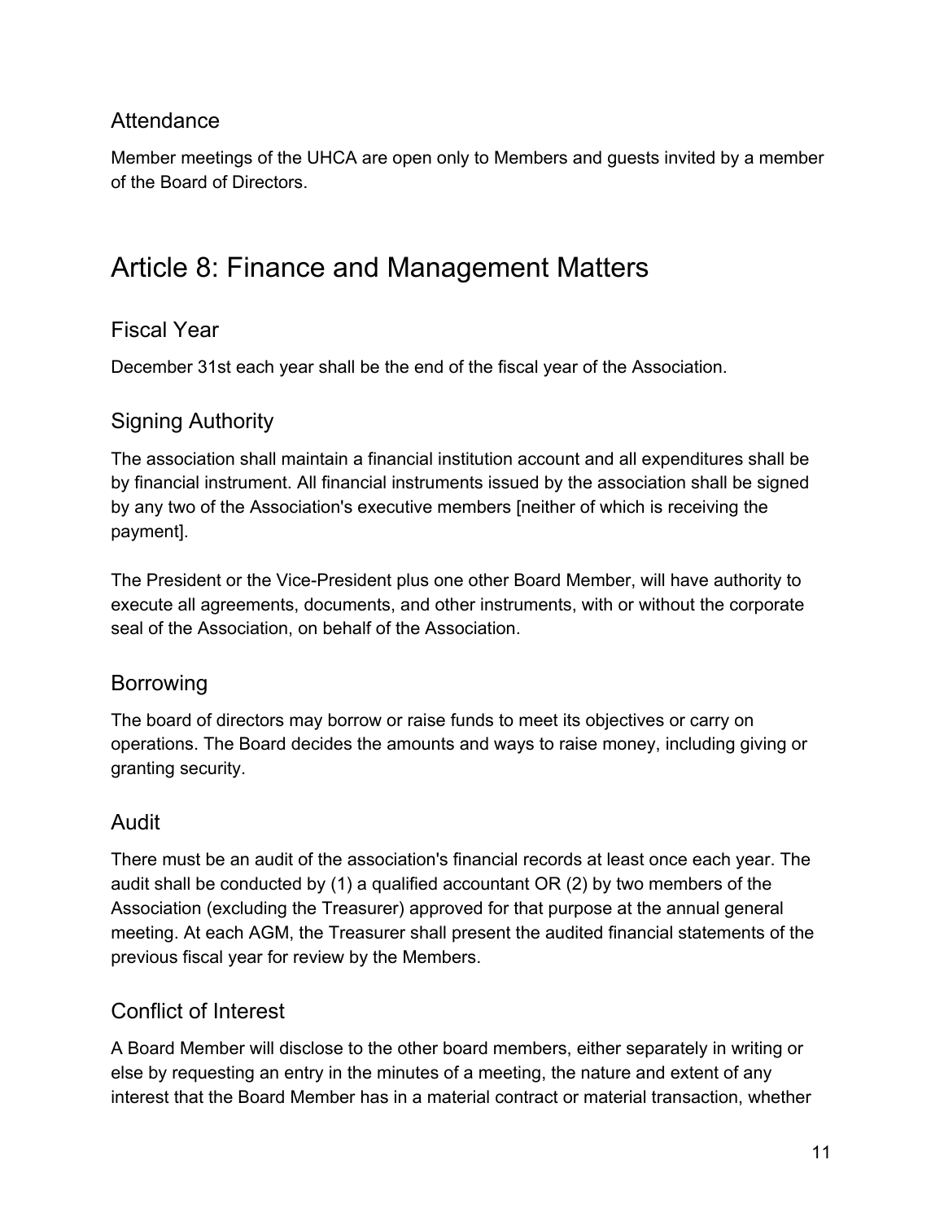### Attendance

Member meetings of the UHCA are open only to Members and guests invited by a member of the Board of Directors.

## Article 8: Finance and Management Matters

### Fiscal Year

December 31st each year shall be the end of the fiscal year of the Association.

### Signing Authority

The association shall maintain a financial institution account and all expenditures shall be by financial instrument. All financial instruments issued by the association shall be signed by any two of the Association's executive members [neither of which is receiving the payment].

The President or the Vice-President plus one other Board Member, will have authority to execute all agreements, documents, and other instruments, with or without the corporate seal of the Association, on behalf of the Association.

### Borrowing

The board of directors may borrow or raise funds to meet its objectives or carry on operations. The Board decides the amounts and ways to raise money, including giving or granting security.

### Audit

There must be an audit of the association's financial records at least once each year. The audit shall be conducted by (1) a qualified accountant OR (2) by two members of the Association (excluding the Treasurer) approved for that purpose at the annual general meeting. At each AGM, the Treasurer shall present the audited financial statements of the previous fiscal year for review by the Members.

### Conflict of Interest

A Board Member will disclose to the other board members, either separately in writing or else by requesting an entry in the minutes of a meeting, the nature and extent of any interest that the Board Member has in a material contract or material transaction, whether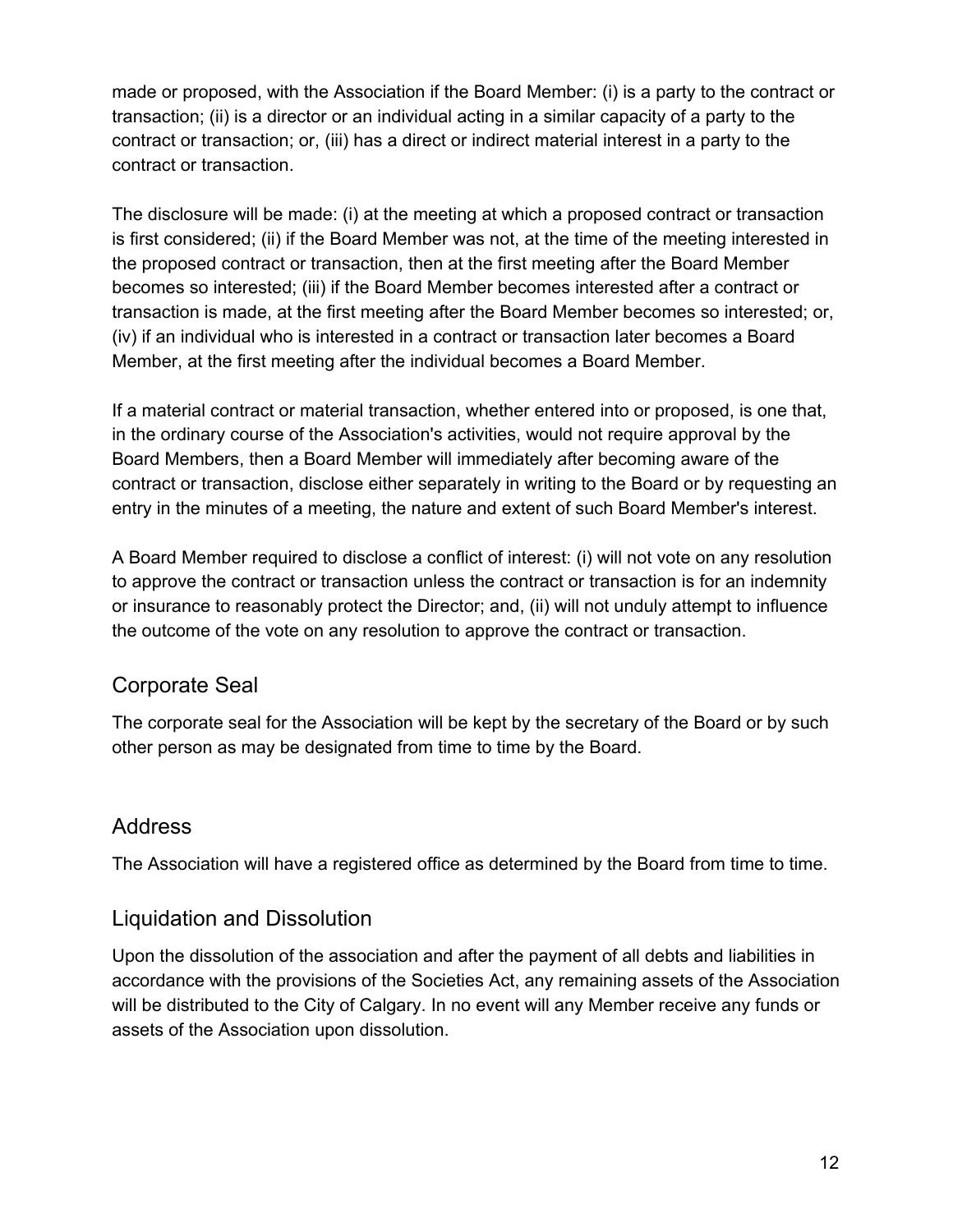made or proposed, with the Association if the Board Member: (i) is a party to the contract or transaction; (ii) is a director or an individual acting in a similar capacity of a party to the contract or transaction; or, (iii) has a direct or indirect material interest in a party to the contract or transaction.

The disclosure will be made: (i) at the meeting at which a proposed contract or transaction is first considered; (ii) if the Board Member was not, at the time of the meeting interested in the proposed contract or transaction, then at the first meeting after the Board Member becomes so interested; (iii) if the Board Member becomes interested after a contract or transaction is made, at the first meeting after the Board Member becomes so interested; or, (iv) if an individual who is interested in a contract or transaction later becomes a Board Member, at the first meeting after the individual becomes a Board Member.

If a material contract or material transaction, whether entered into or proposed, is one that, in the ordinary course of the Association's activities, would not require approval by the Board Members, then a Board Member will immediately after becoming aware of the contract or transaction, disclose either separately in writing to the Board or by requesting an entry in the minutes of a meeting, the nature and extent of such Board Member's interest.

A Board Member required to disclose a conflict of interest: (i) will not vote on any resolution to approve the contract or transaction unless the contract or transaction is for an indemnity or insurance to reasonably protect the Director; and, (ii) will not unduly attempt to influence the outcome of the vote on any resolution to approve the contract or transaction.

## Corporate Seal

The corporate seal for the Association will be kept by the secretary of the Board or by such other person as may be designated from time to time by the Board.

## Address

The Association will have a registered office as determined by the Board from time to time.

## Liquidation and Dissolution

Upon the dissolution of the association and after the payment of all debts and liabilities in accordance with the provisions of the Societies Act, any remaining assets of the Association will be distributed to the City of Calgary. In no event will any Member receive any funds or assets of the Association upon dissolution.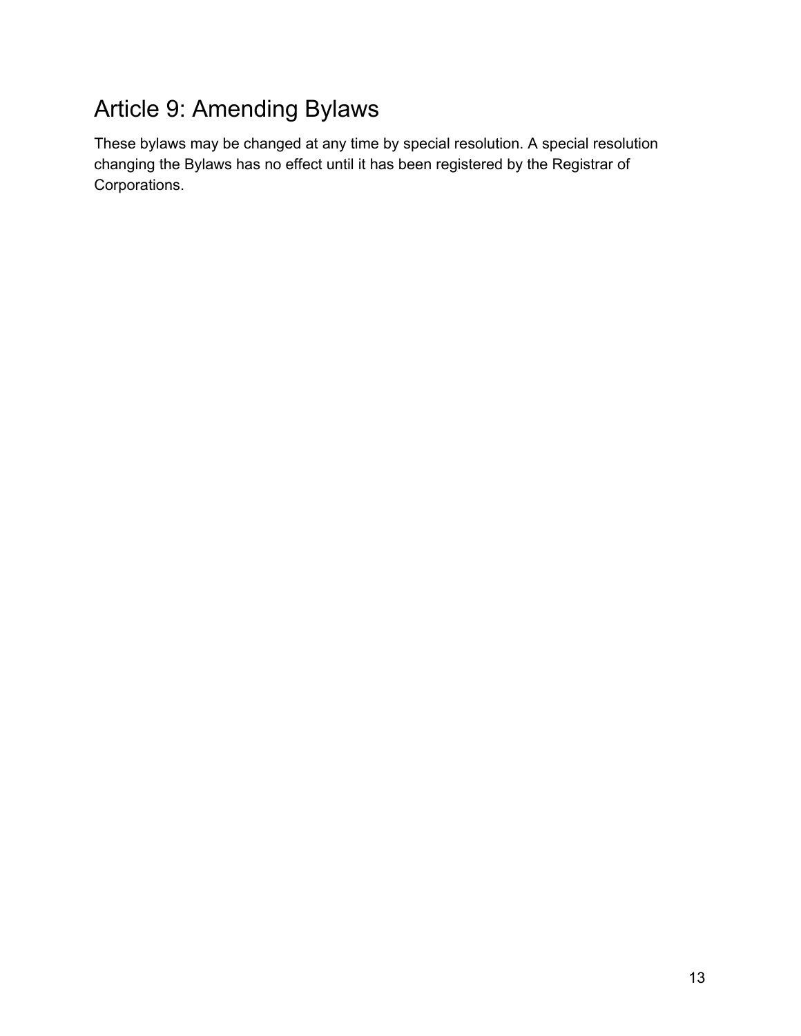# Article 9: Amending Bylaws

These bylaws may be changed at any time by special resolution. A special resolution changing the Bylaws has no effect until it has been registered by the Registrar of Corporations.